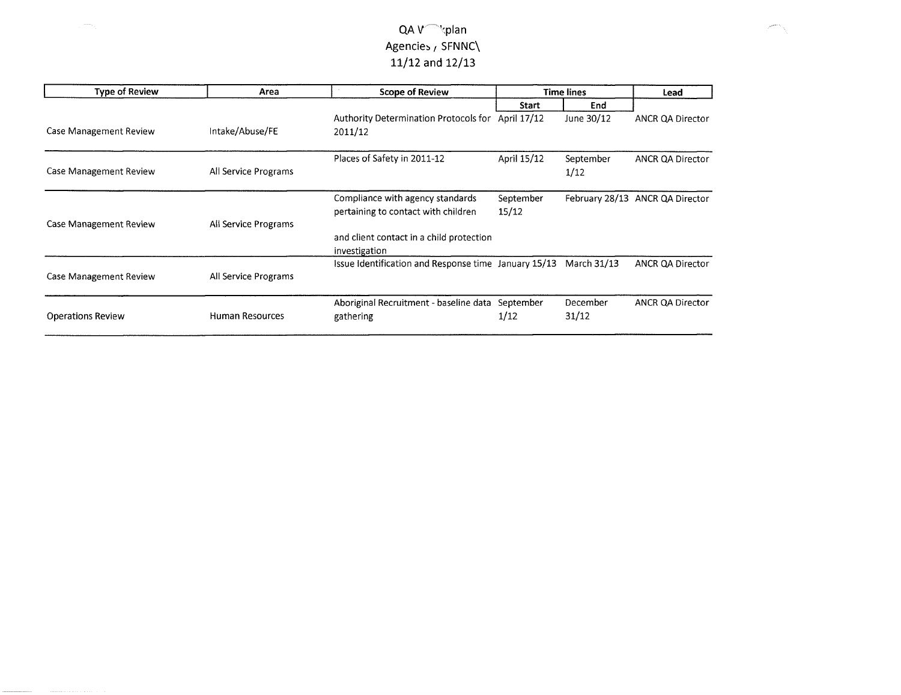# QA V˜kplan
# Agencies , SFNNC\
# 11/12 and 12/13

| Type of Review | Area | Scope of Review | Time lines | | Lead |
|---|---|---|---|---|---|
| | | | Start | End | |
| Case Management Review | Intake/Abuse/FE | Authority Determination Protocols for 2011/12 | April 17/12 | June 30/12 | ANCR QA Director |
| Case Management Review | All Service Programs | Places of Safety in 2011-12 | April 15/12 | September 1/12 | ANCR QA Director |
| Case Management Review | All Service Programs | Compliance with agency standards pertaining to contact with children and client contact in a child protection investigation | September 15/12 | February 28/13 | ANCR QA Director |
| Case Management Review | All Service Programs | Issue Identification and Response time | January 15/13 | March 31/13 | ANCR QA Director |
| Operations Review | Human Resources | Aboriginal Recruitment - baseline data gathering | September 1/12 | December 31/12 | ANCR QA Director |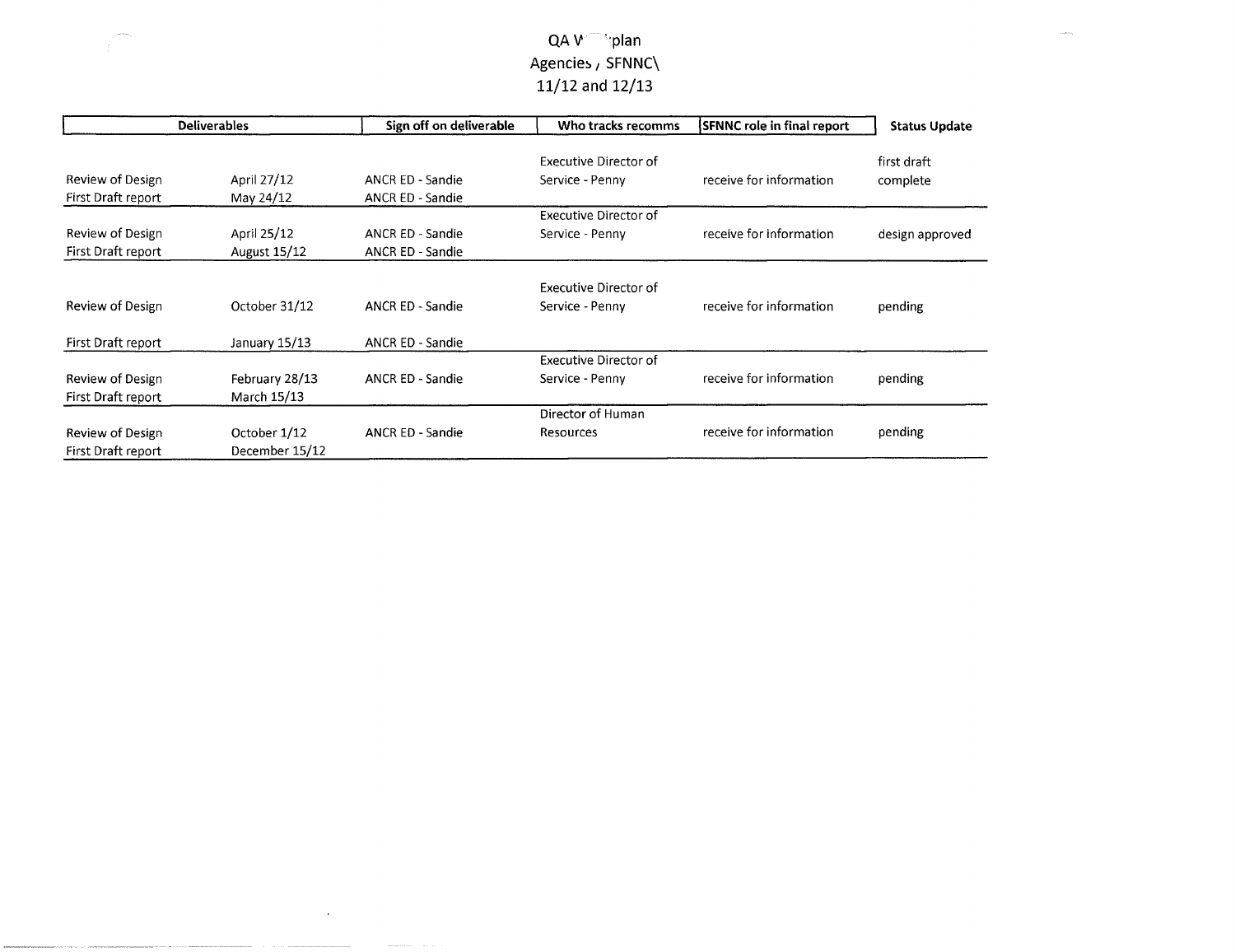QA V 'plan
Agencies , SFNNC\
11/12 and 12/13

| Deliverables | | Sign off on deliverable | Who tracks recomms | SFNNC role in final report | Status Update |
|---|---|---|---|---|---|
| Review of Design | April 27/12 | ANCR ED - Sandie | Executive Director of Service - Penny | receive for information | first draft complete |
| First Draft report | May 24/12 | ANCR ED - Sandie | | | |
| Review of Design | April 25/12 | ANCR ED - Sandie | Executive Director of Service - Penny | receive for information | design approved |
| First Draft report | August 15/12 | ANCR ED - Sandie | | | |
| Review of Design | October 31/12 | ANCR ED - Sandie | Executive Director of Service - Penny | receive for information | pending |
| First Draft report | January 15/13 | ANCR ED - Sandie | | | |
| Review of Design | February 28/13 | ANCR ED - Sandie | Executive Director of Service - Penny | receive for information | pending |
| First Draft report | March 15/13 | | | | |
| Review of Design | October 1/12 | ANCR ED - Sandie | Director of Human Resources | receive for information | pending |
| First Draft report | December 15/12 | | | | |